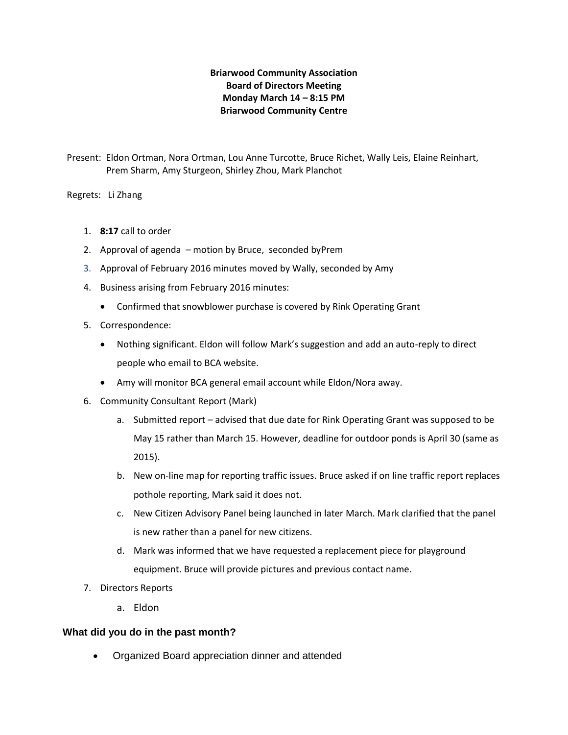**Briarwood Community Association**
**Board of Directors Meeting**
**Monday March 14 – 8:15 PM**
**Briarwood Community Centre**

Present: Eldon Ortman, Nora Ortman, Lou Anne Turcotte, Bruce Richet, Wally Leis, Elaine Reinhart, Prem Sharm, Amy Sturgeon, Shirley Zhou, Mark Planchot

Regrets: Li Zhang

1. **8:17** call to order
2. Approval of agenda – motion by Bruce, seconded byPrem
3. Approval of February 2016 minutes moved by Wally, seconded by Amy
4. Business arising from February 2016 minutes:
   - Confirmed that snowblower purchase is covered by Rink Operating Grant
5. Correspondence:
   - Nothing significant. Eldon will follow Mark's suggestion and add an auto-reply to direct people who email to BCA website.
   - Amy will monitor BCA general email account while Eldon/Nora away.
6. Community Consultant Report (Mark)
   a. Submitted report – advised that due date for Rink Operating Grant was supposed to be May 15 rather than March 15. However, deadline for outdoor ponds is April 30 (same as 2015).
   b. New on-line map for reporting traffic issues. Bruce asked if on line traffic report replaces pothole reporting, Mark said it does not.
   c. New Citizen Advisory Panel being launched in later March. Mark clarified that the panel is new rather than a panel for new citizens.
   d. Mark was informed that we have requested a replacement piece for playground equipment. Bruce will provide pictures and previous contact name.
7. Directors Reports
   a. Eldon

### What did you do in the past month?

- Organized Board appreciation dinner and attended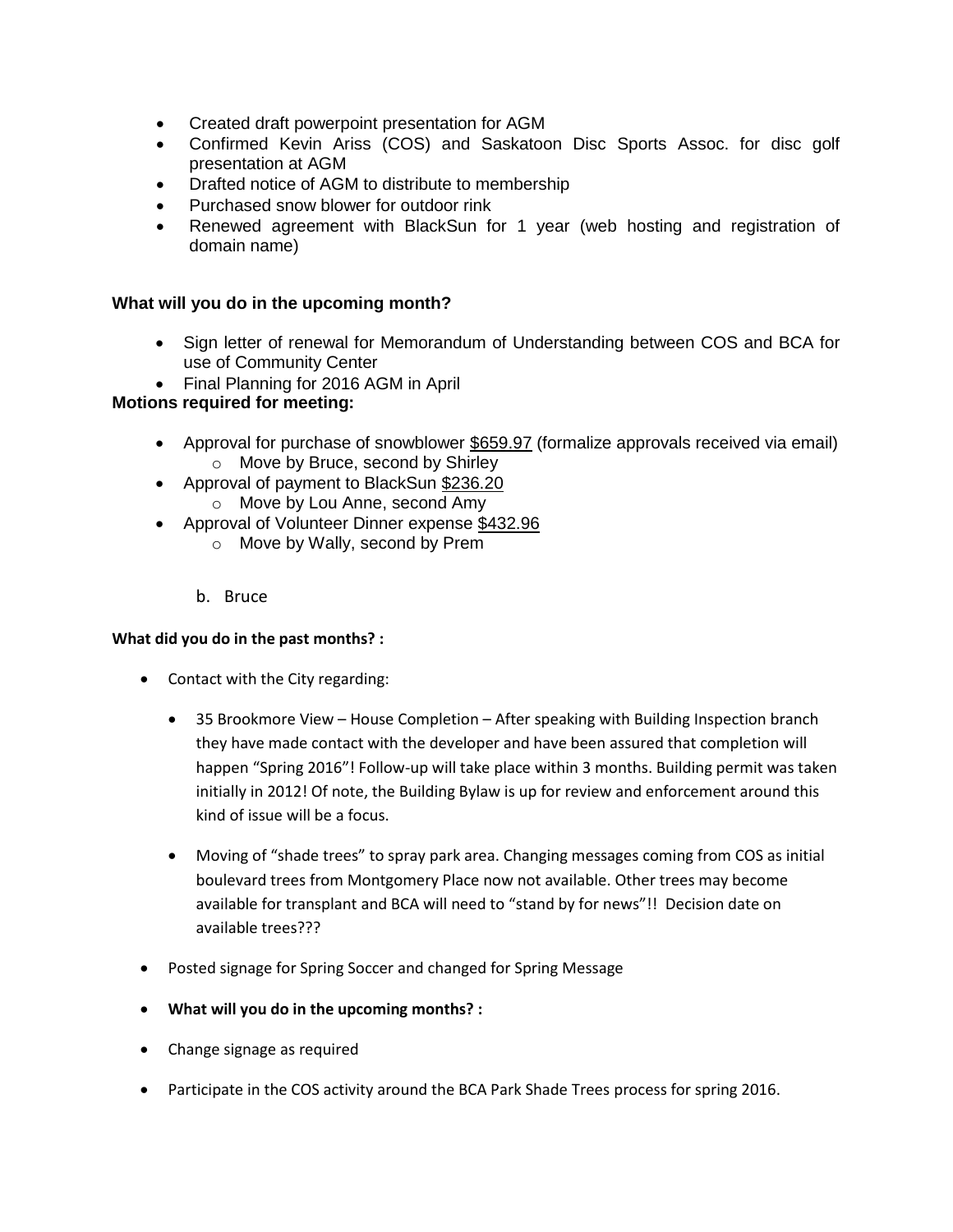- Created draft powerpoint presentation for AGM
- Confirmed Kevin Ariss (COS) and Saskatoon Disc Sports Assoc. for disc golf presentation at AGM
- Drafted notice of AGM to distribute to membership
- Purchased snow blower for outdoor rink
- Renewed agreement with BlackSun for 1 year (web hosting and registration of domain name)

**What will you do in the upcoming month?**

- Sign letter of renewal for Memorandum of Understanding between COS and BCA for use of Community Center
- Final Planning for 2016 AGM in April

**Motions required for meeting:**

- Approval for purchase of snowblower $659.97 (formalize approvals received via email)
  - Move by Bruce, second by Shirley
- Approval of payment to BlackSun $236.20
  - Move by Lou Anne, second Amy
- Approval of Volunteer Dinner expense $432.96
  - Move by Wally, second by Prem

b. Bruce

**What did you do in the past months? :**

- Contact with the City regarding:
  - 35 Brookmore View – House Completion – After speaking with Building Inspection branch they have made contact with the developer and have been assured that completion will happen "Spring 2016"! Follow-up will take place within 3 months. Building permit was taken initially in 2012! Of note, the Building Bylaw is up for review and enforcement around this kind of issue will be a focus.
  - Moving of "shade trees" to spray park area. Changing messages coming from COS as initial boulevard trees from Montgomery Place now not available. Other trees may become available for transplant and BCA will need to "stand by for news"!! Decision date on available trees???
- Posted signage for Spring Soccer and changed for Spring Message
- **What will you do in the upcoming months? :**
- Change signage as required
- Participate in the COS activity around the BCA Park Shade Trees process for spring 2016.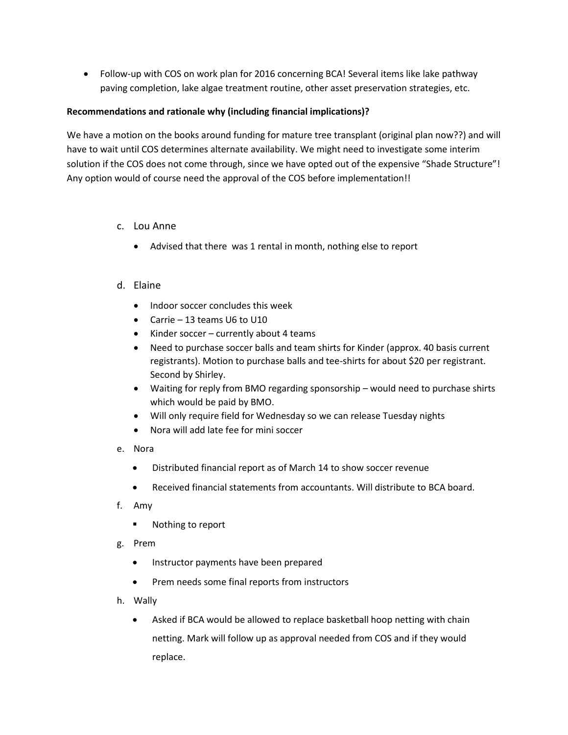- Follow-up with COS on work plan for 2016 concerning BCA! Several items like lake pathway paving completion, lake algae treatment routine, other asset preservation strategies, etc.

**Recommendations and rationale why (including financial implications)?**

We have a motion on the books around funding for mature tree transplant (original plan now??) and will have to wait until COS determines alternate availability. We might need to investigate some interim solution if the COS does not come through, since we have opted out of the expensive "Shade Structure"! Any option would of course need the approval of the COS before implementation!!

c. Lou Anne

- Advised that there was 1 rental in month, nothing else to report

d. Elaine

- Indoor soccer concludes this week
- Carrie – 13 teams U6 to U10
- Kinder soccer – currently about 4 teams
- Need to purchase soccer balls and team shirts for Kinder (approx. 40 basis current registrants). Motion to purchase balls and tee-shirts for about $20 per registrant. Second by Shirley.
- Waiting for reply from BMO regarding sponsorship – would need to purchase shirts which would be paid by BMO.
- Will only require field for Wednesday so we can release Tuesday nights
- Nora will add late fee for mini soccer

e. Nora

- Distributed financial report as of March 14 to show soccer revenue
- Received financial statements from accountants. Will distribute to BCA board.

f. Amy

- Nothing to report

g. Prem

- Instructor payments have been prepared
- Prem needs some final reports from instructors

h. Wally

- Asked if BCA would be allowed to replace basketball hoop netting with chain netting. Mark will follow up as approval needed from COS and if they would replace.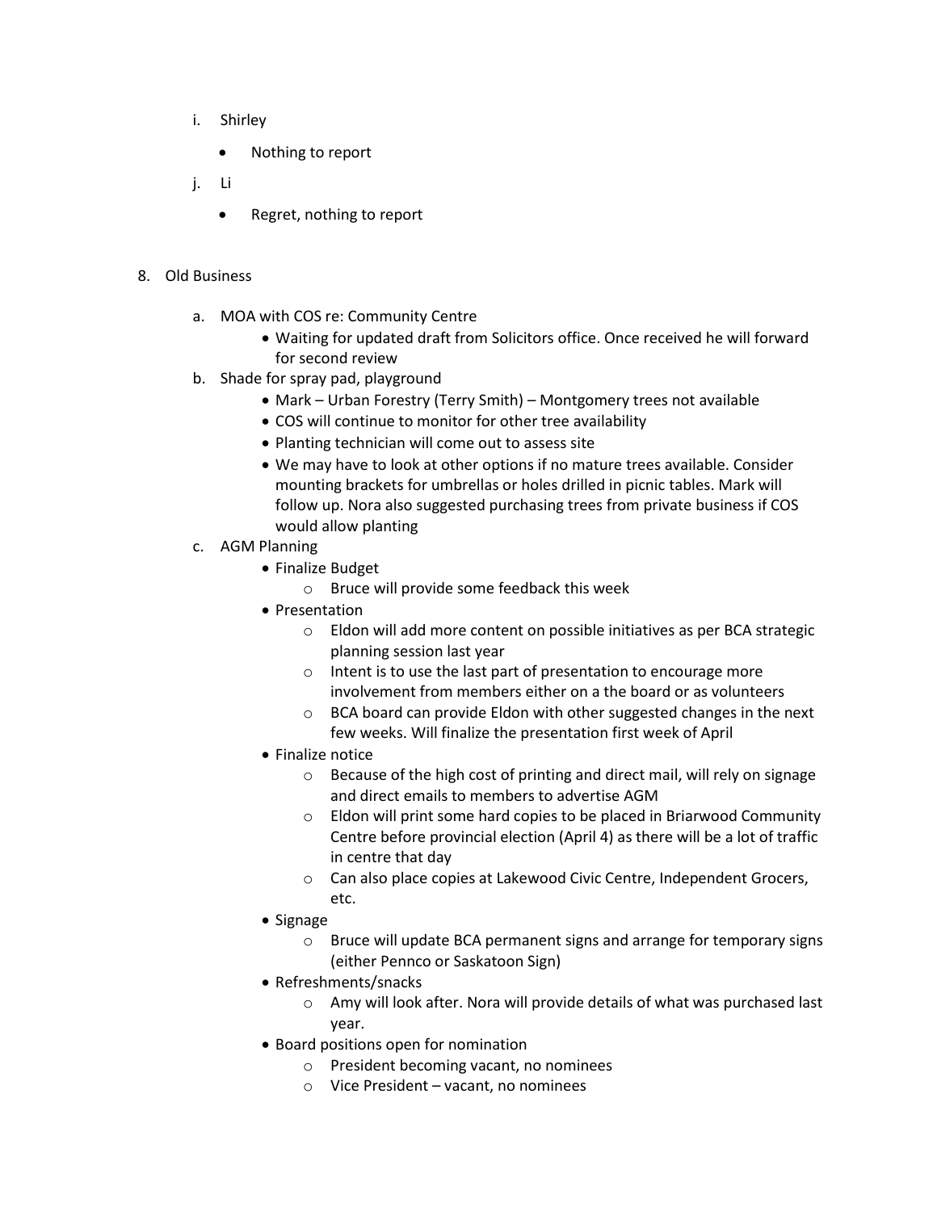i. Shirley

- Nothing to report

j. Li

- Regret, nothing to report

8. Old Business

a. MOA with COS re: Community Centre

- Waiting for updated draft from Solicitors office. Once received he will forward for second review

b. Shade for spray pad, playground

- Mark – Urban Forestry (Terry Smith) – Montgomery trees not available
- COS will continue to monitor for other tree availability
- Planting technician will come out to assess site
- We may have to look at other options if no mature trees available. Consider mounting brackets for umbrellas or holes drilled in picnic tables. Mark will follow up. Nora also suggested purchasing trees from private business if COS would allow planting

c. AGM Planning

- Finalize Budget
  - Bruce will provide some feedback this week
- Presentation
  - Eldon will add more content on possible initiatives as per BCA strategic planning session last year
  - Intent is to use the last part of presentation to encourage more involvement from members either on a the board or as volunteers
  - BCA board can provide Eldon with other suggested changes in the next few weeks. Will finalize the presentation first week of April
- Finalize notice
  - Because of the high cost of printing and direct mail, will rely on signage and direct emails to members to advertise AGM
  - Eldon will print some hard copies to be placed in Briarwood Community Centre before provincial election (April 4) as there will be a lot of traffic in centre that day
  - Can also place copies at Lakewood Civic Centre, Independent Grocers, etc.
- Signage
  - Bruce will update BCA permanent signs and arrange for temporary signs (either Pennco or Saskatoon Sign)
- Refreshments/snacks
  - Amy will look after. Nora will provide details of what was purchased last year.
- Board positions open for nomination
  - President becoming vacant, no nominees
  - Vice President – vacant, no nominees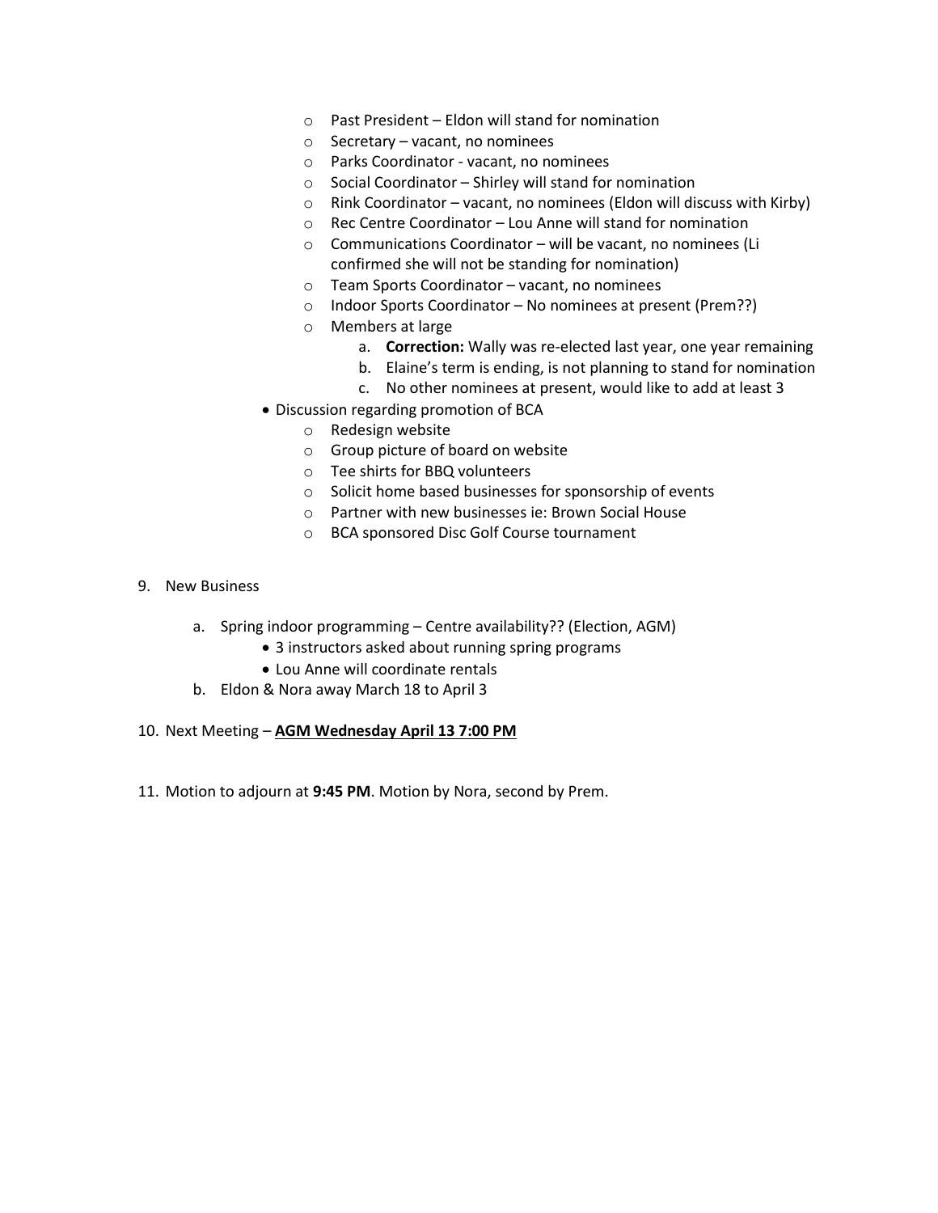- Past President – Eldon will stand for nomination
    - Secretary – vacant, no nominees
    - Parks Coordinator - vacant, no nominees
    - Social Coordinator – Shirley will stand for nomination
    - Rink Coordinator – vacant, no nominees (Eldon will discuss with Kirby)
    - Rec Centre Coordinator – Lou Anne will stand for nomination
    - Communications Coordinator – will be vacant, no nominees (Li confirmed she will not be standing for nomination)
    - Team Sports Coordinator – vacant, no nominees
    - Indoor Sports Coordinator – No nominees at present (Prem??)
    - Members at large
        a. **Correction:** Wally was re-elected last year, one year remaining
        b. Elaine's term is ending, is not planning to stand for nomination
        c. No other nominees at present, would like to add at least 3
- Discussion regarding promotion of BCA
    - Redesign website
    - Group picture of board on website
    - Tee shirts for BBQ volunteers
    - Solicit home based businesses for sponsorship of events
    - Partner with new businesses ie: Brown Social House
    - BCA sponsored Disc Golf Course tournament

9. New Business

    a. Spring indoor programming – Centre availability?? (Election, AGM)
        - 3 instructors asked about running spring programs
        - Lou Anne will coordinate rentals

    b. Eldon & Nora away March 18 to April 3

10. Next Meeting – **AGM Wednesday April 13 7:00 PM**

11. Motion to adjourn at **9:45 PM**. Motion by Nora, second by Prem.